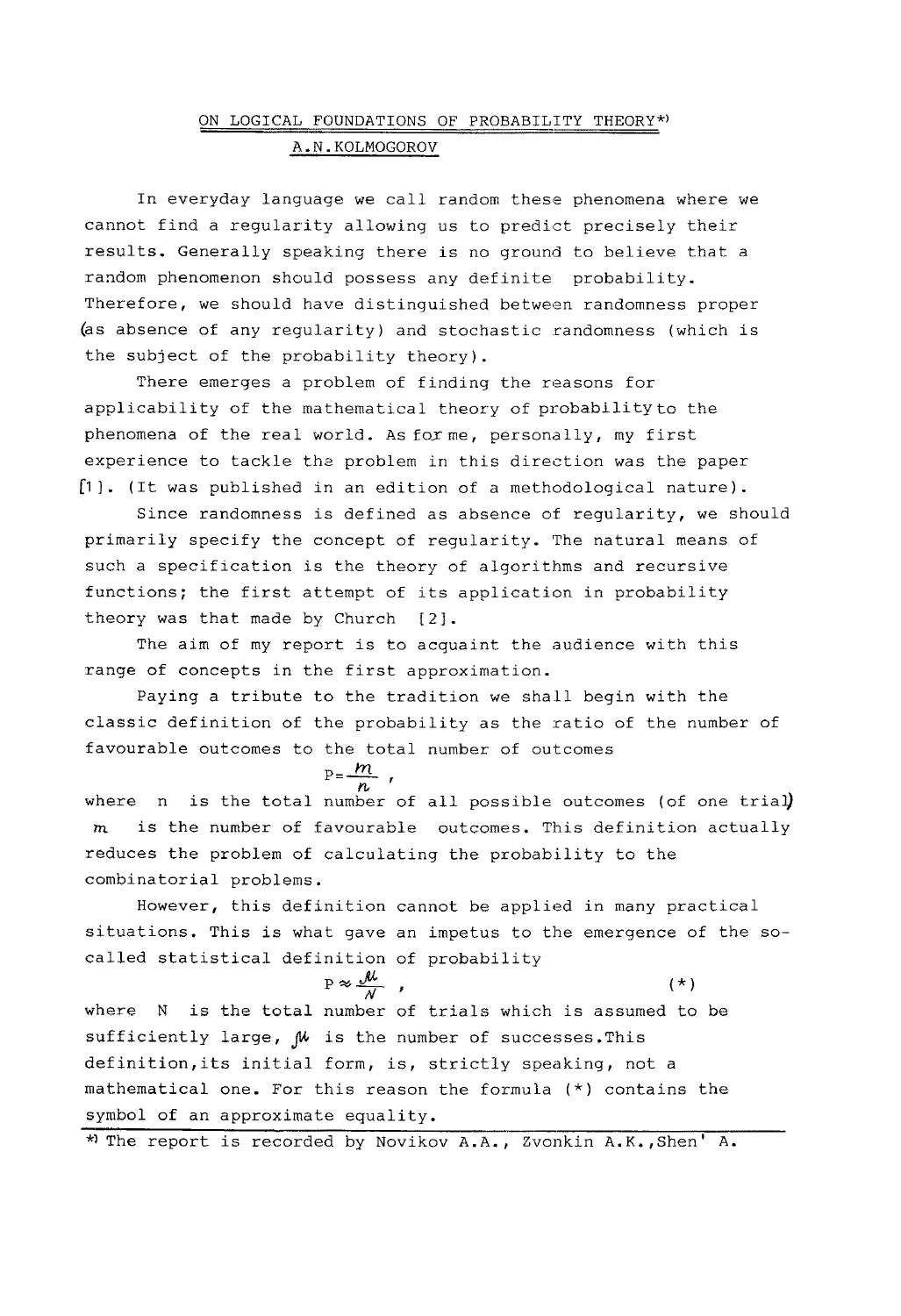# ON LOGICAL FOUNDATIONS OF PROBABILITY THEORY*)

## A.N.KOLMOGOROV

In everyday language we call random these phenomena where we cannot find a regularity allowing us to predict precisely their results. Generally speaking there is no ground to believe that a random phenomenon should possess any definite probability. Therefore, we should have distinguished between randomness proper (as absence of any regularity) and stochastic randomness (which is the subject of the probability theory).

There emerges a problem of finding the reasons for applicability of the mathematical theory of probability to the phenomena of the real world. As for me, personally, my first experience to tackle the problem in this direction was the paper [1]. (It was published in an edition of a methodological nature).

Since randomness is defined as absence of regularity, we should primarily specify the concept of regularity. The natural means of such a specification is the theory of algorithms and recursive functions; the first attempt of its application in probability theory was that made by Church [2].

The aim of my report is to acquaint the audience with this range of concepts in the first approximation.

Paying a tribute to the tradition we shall begin with the classic definition of the probability as the ratio of the number of favourable outcomes to the total number of outcomes

$$P = \frac{m}{n},$$

where $n$ is the total number of all possible outcomes (of one trial) $m$ is the number of favourable outcomes. This definition actually reduces the problem of calculating the probability to the combinatorial problems.

However, this definition cannot be applied in many practical situations. This is what gave an impetus to the emergence of the so-called statistical definition of probability

$$P \approx \frac{\mathcal{M}}{N}, \qquad (*)$$

where $N$ is the total number of trials which is assumed to be sufficiently large, $\mathcal{M}$ is the number of successes. This definition, its initial form, is, strictly speaking, not a mathematical one. For this reason the formula (*) contains the symbol of an approximate equality.

*) The report is recorded by Novikov A.A., Zvonkin A.K., Shen' A.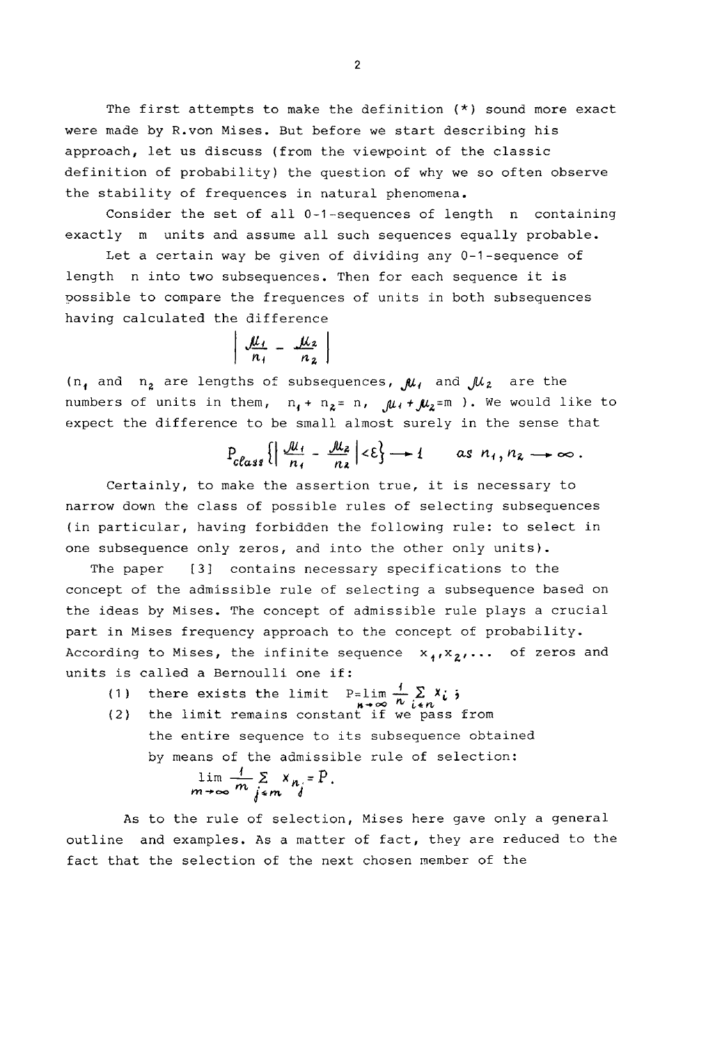The first attempts to make the definition (*) sound more exact were made by R.von Mises. But before we start describing his approach, let us discuss (from the viewpoint of the classic definition of probability) the question of why we so often observe the stability of frequences in natural phenomena.

Consider the set of all 0-1-sequences of length $n$ containing exactly $m$ units and assume all such sequences equally probable.

Let a certain way be given of dividing any 0-1-sequence of length $n$ into two subsequences. Then for each sequence it is possible to compare the frequences of units in both subsequences having calculated the difference

$$\left| \frac{\mu_1}{n_1} - \frac{\mu_2}{n_2} \right|$$

($n_1$ and $n_2$ are lengths of subsequences, $\mu_1$ and $\mu_2$ are the numbers of units in them, $n_1 + n_2 = n$, $\mu_1 + \mu_2 = m$ ). We would like to expect the difference to be small almost surely in the sense that

$$P_{class} \left\{ \left| \frac{\mu_1}{n_1} - \frac{\mu_2}{n_2} \right| < \varepsilon \right\} \longrightarrow 1 \qquad as \ n_1, n_2 \longrightarrow \infty .$$

Certainly, to make the assertion true, it is necessary to narrow down the class of possible rules of selecting subsequences (in particular, having forbidden the following rule: to select in one subsequence only zeros, and into the other only units).

The paper [3] contains necessary specifications to the concept of the admissible rule of selecting a subsequence based on the ideas by Mises. The concept of admissible rule plays a crucial part in Mises frequency approach to the concept of probability. According to Mises, the infinite sequence $x_1, x_2, \ldots$ of zeros and units is called a Bernoulli one if:

(1) there exists the limit $P = \lim\limits_{n\to\infty} \frac{1}{n} \sum\limits_{i \le n} x_i$ ;

(2) the limit remains constant if we pass from the entire sequence to its subsequence obtained by means of the admissible rule of selection:

$$\lim_{m\to\infty} \frac{1}{m} \sum_{j \le m} x_{n_j} = P .$$

As to the rule of selection, Mises here gave only a general outline and examples. As a matter of fact, they are reduced to the fact that the selection of the next chosen member of the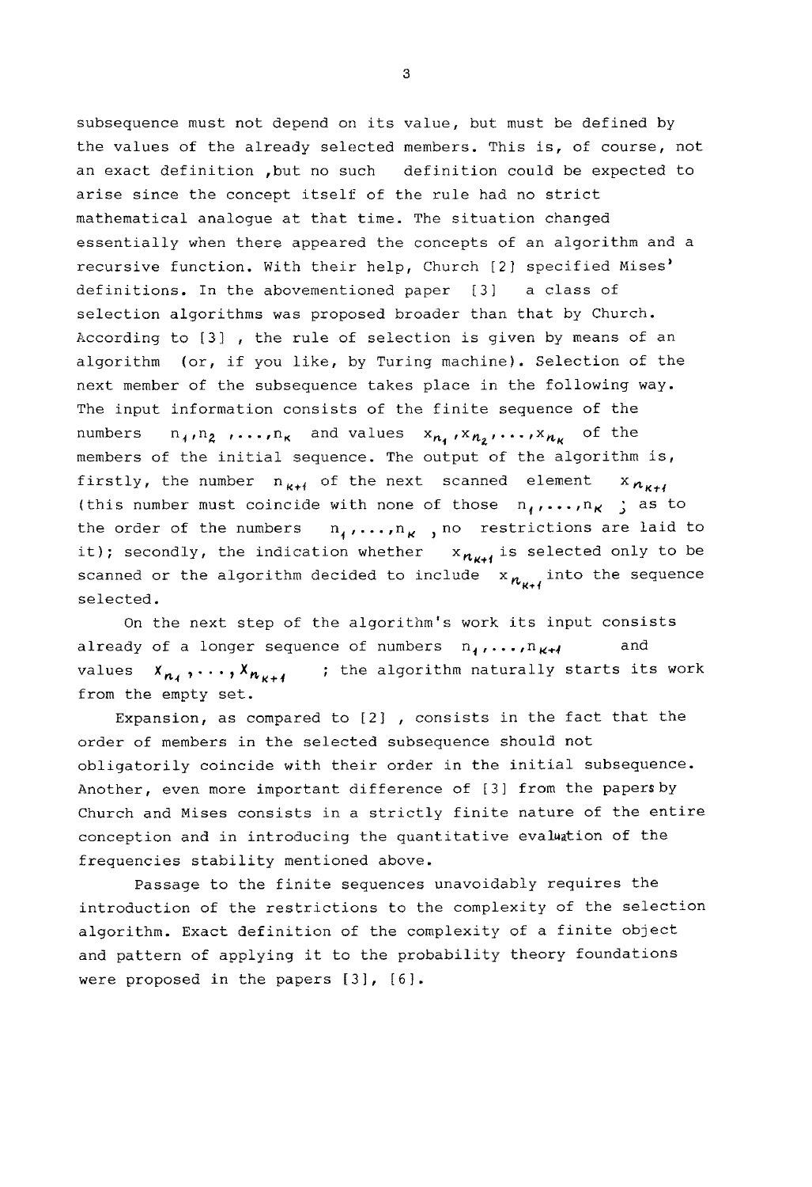subsequence must not depend on its value, but must be defined by the values of the already selected members. This is, of course, not an exact definition ,but no such definition could be expected to arise since the concept itself of the rule had no strict mathematical analogue at that time. The situation changed essentially when there appeared the concepts of an algorithm and a recursive function. With their help, Church [2] specified Mises' definitions. In the abovementioned paper [3] a class of selection algorithms was proposed broader than that by Church. According to [3] , the rule of selection is given by means of an algorithm (or, if you like, by Turing machine). Selection of the next member of the subsequence takes place in the following way. The input information consists of the finite sequence of the numbers $n_1, n_2, \ldots, n_k$ and values $x_{n_1}, x_{n_2}, \ldots, x_{n_k}$ of the members of the initial sequence. The output of the algorithm is, firstly, the number $n_{k+1}$ of the next scanned element $x_{n_{k+1}}$ (this number must coincide with none of those $n_1, \ldots, n_k$ ; as to the order of the numbers $n_1, \ldots, n_k$ , no restrictions are laid to it); secondly, the indication whether $x_{n_{k+1}}$ is selected only to be scanned or the algorithm decided to include $x_{n_{k+1}}$ into the sequence selected.

On the next step of the algorithm's work its input consists already of a longer sequence of numbers $n_1, \ldots, n_{k+1}$ and values $x_{n_1}, \ldots, x_{n_{k+1}}$ ; the algorithm naturally starts its work from the empty set.

Expansion, as compared to [2] , consists in the fact that the order of members in the selected subsequence should not obligatorily coincide with their order in the initial subsequence. Another, even more important difference of [3] from the papers by Church and Mises consists in a strictly finite nature of the entire conception and in introducing the quantitative evaluation of the frequencies stability mentioned above.

Passage to the finite sequences unavoidably requires the introduction of the restrictions to the complexity of the selection algorithm. Exact definition of the complexity of a finite object and pattern of applying it to the probability theory foundations were proposed in the papers [3], [6].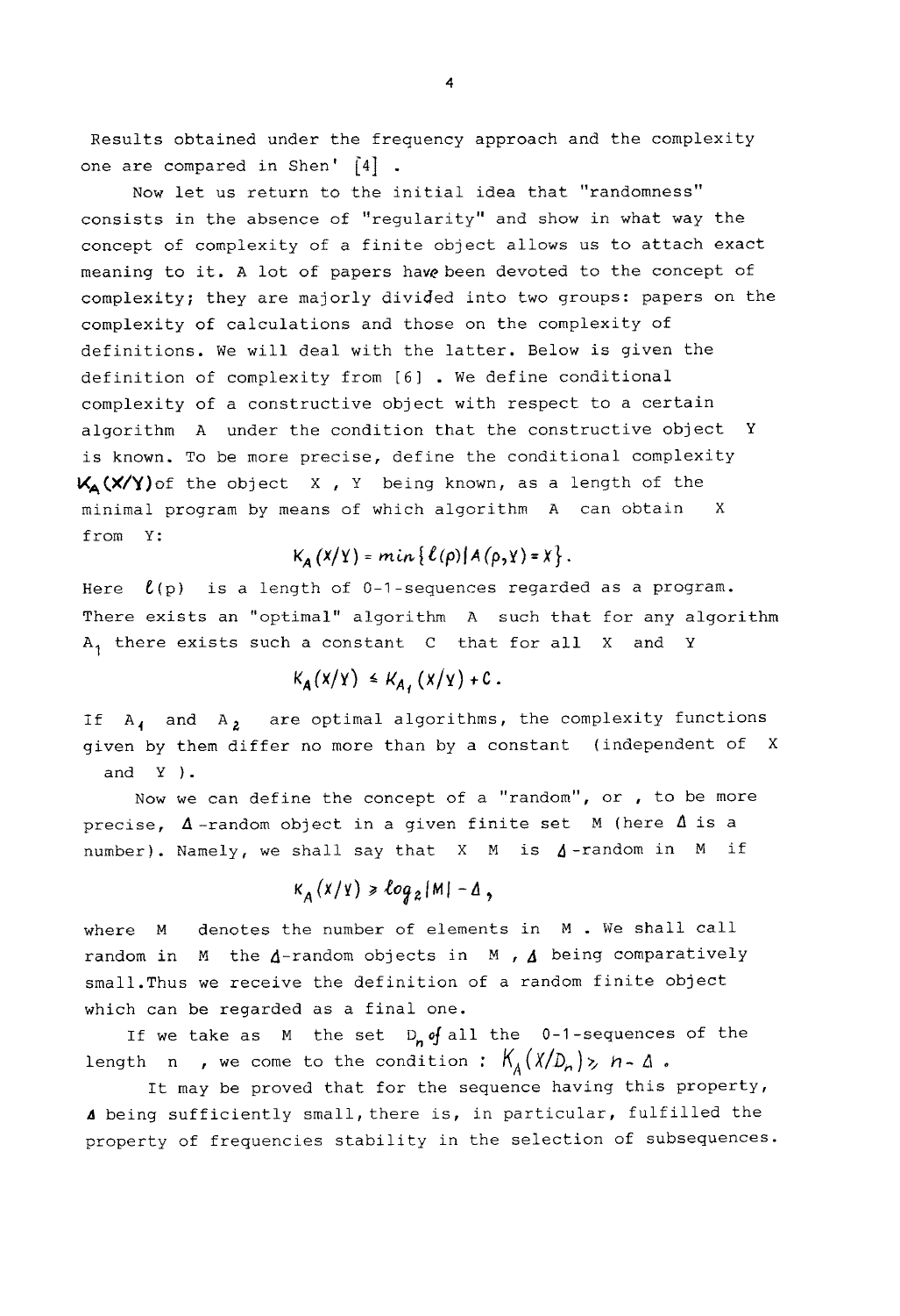Results obtained under the frequency approach and the complexity one are compared in Shen' [4] .

Now let us return to the initial idea that "randomness" consists in the absence of "regularity" and show in what way the concept of complexity of a finite object allows us to attach exact meaning to it. A lot of papers have been devoted to the concept of complexity; they are majorly divided into two groups: papers on the complexity of calculations and those on the complexity of definitions. We will deal with the latter. Below is given the definition of complexity from [6] . We define conditional complexity of a constructive object with respect to a certain algorithm A under the condition that the constructive object Y is known. To be more precise, define the conditional complexity $K_A(X/Y)$ of the object X , Y being known, as a length of the minimal program by means of which algorithm A can obtain X from Y:

$$K_A(X/Y) = min\{\ell(p) | A(p,Y) = X\}.$$

Here $\ell(p)$ is a length of 0-1-sequences regarded as a program. There exists an "optimal" algorithm A such that for any algorithm $A_1$ there exists such a constant C that for all X and Y

$$K_A(X/Y) \leq K_{A_1}(X/Y) + C.$$

If $A_1$ and $A_2$ are optimal algorithms, the complexity functions given by them differ no more than by a constant (independent of X and Y ).

Now we can define the concept of a "random", or , to be more precise, $\Delta$-random object in a given finite set M (here $\Delta$ is a number). Namely, we shall say that X M is $\Delta$-random in M if

$$K_A(X/Y) \geqslant \log_2|M| - \Delta,$$

where M denotes the number of elements in M . We shall call random in M the $\Delta$-random objects in M , $\Delta$ being comparatively small. Thus we receive the definition of a random finite object which can be regarded as a final one.

If we take as M the set $D_n$ of all the 0-1-sequences of the length n , we come to the condition : $K_A(X/D_n) \geqslant n - \Delta$ .

It may be proved that for the sequence having this property, $\Delta$ being sufficiently small, there is, in particular, fulfilled the property of frequencies stability in the selection of subsequences.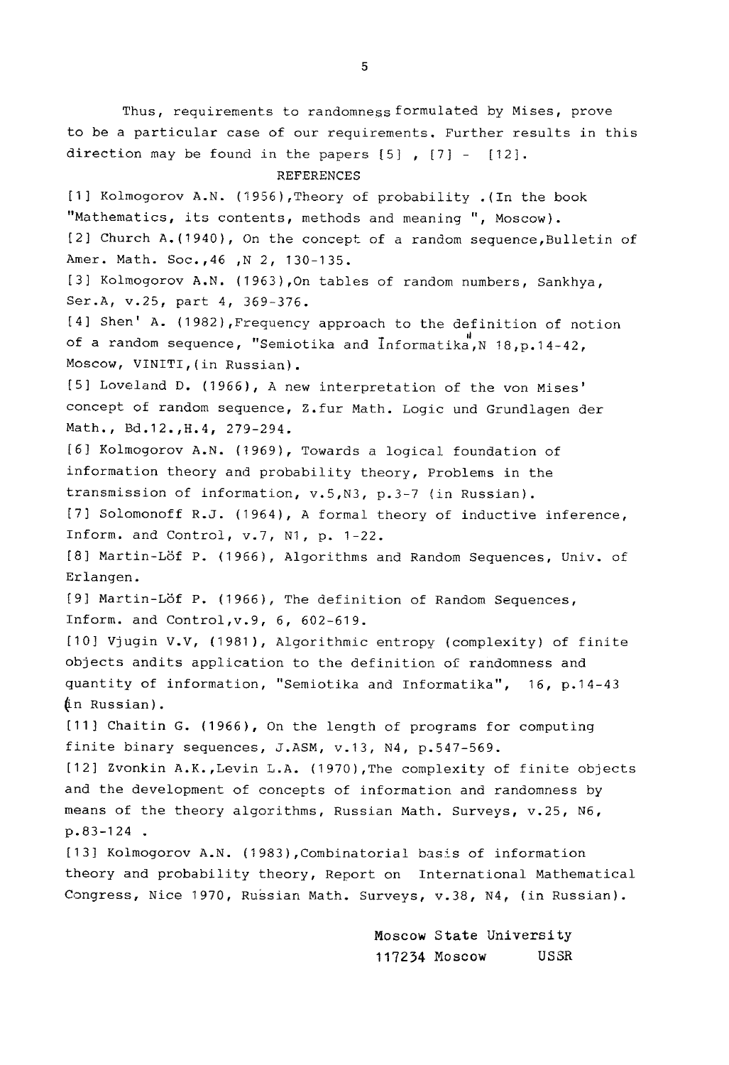Thus, requirements to randomness formulated by Mises, prove to be a particular case of our requirements. Further results in this direction may be found in the papers [5] , [7] - [12].

## REFERENCES

[1] Kolmogorov A.N. (1956),Theory of probability .(In the book "Mathematics, its contents, methods and meaning ", Moscow).

[2] Church A.(1940), On the concept of a random sequence,Bulletin of Amer. Math. Soc.,46 ,N 2, 130-135.

[3] Kolmogorov A.N. (1963),On tables of random numbers, Sankhya, Ser.A, v.25, part 4, 369-376.

[4] Shen' A. (1982),Frequency approach to the definition of notion of a random sequence, "Semiotika and Informatika",N 18,p.14-42, Moscow, VINITI,(in Russian).

[5] Loveland D. (1966), A new interpretation of the von Mises' concept of random sequence, Z.fur Math. Logic und Grundlagen der Math., Bd.12.,H.4, 279-294.

[6] Kolmogorov A.N. (1969), Towards a logical foundation of information theory and probability theory, Problems in the transmission of information, v.5,N3, p.3-7 (in Russian).

[7] Solomonoff R.J. (1964), A formal theory of inductive inference, Inform. and Control, v.7, N1, p. 1-22.

[8] Martin-Löf P. (1966), Algorithms and Random Sequences, Univ. of Erlangen.

[9] Martin-Löf P. (1966), The definition of Random Sequences, Inform. and Control,v.9, 6, 602-619.

[10] Vjugin V.V, (1981), Algorithmic entropy (complexity) of finite objects andits application to the definition of randomness and quantity of information, "Semiotika and Informatika", 16, p.14-43 (in Russian).

[11] Chaitin G. (1966), On the length of programs for computing finite binary sequences, J.ASM, v.13, N4, p.547-569.

[12] Zvonkin A.K.,Levin L.A. (1970),The complexity of finite objects and the development of concepts of information and randomness by means of the theory algorithms, Russian Math. Surveys, v.25, N6, p.83-124 .

[13] Kolmogorov A.N. (1983),Combinatorial basis of information theory and probability theory, Report on International Mathematical Congress, Nice 1970, Russian Math. Surveys, v.38, N4, (in Russian).

Moscow State University
117234 Moscow USSR